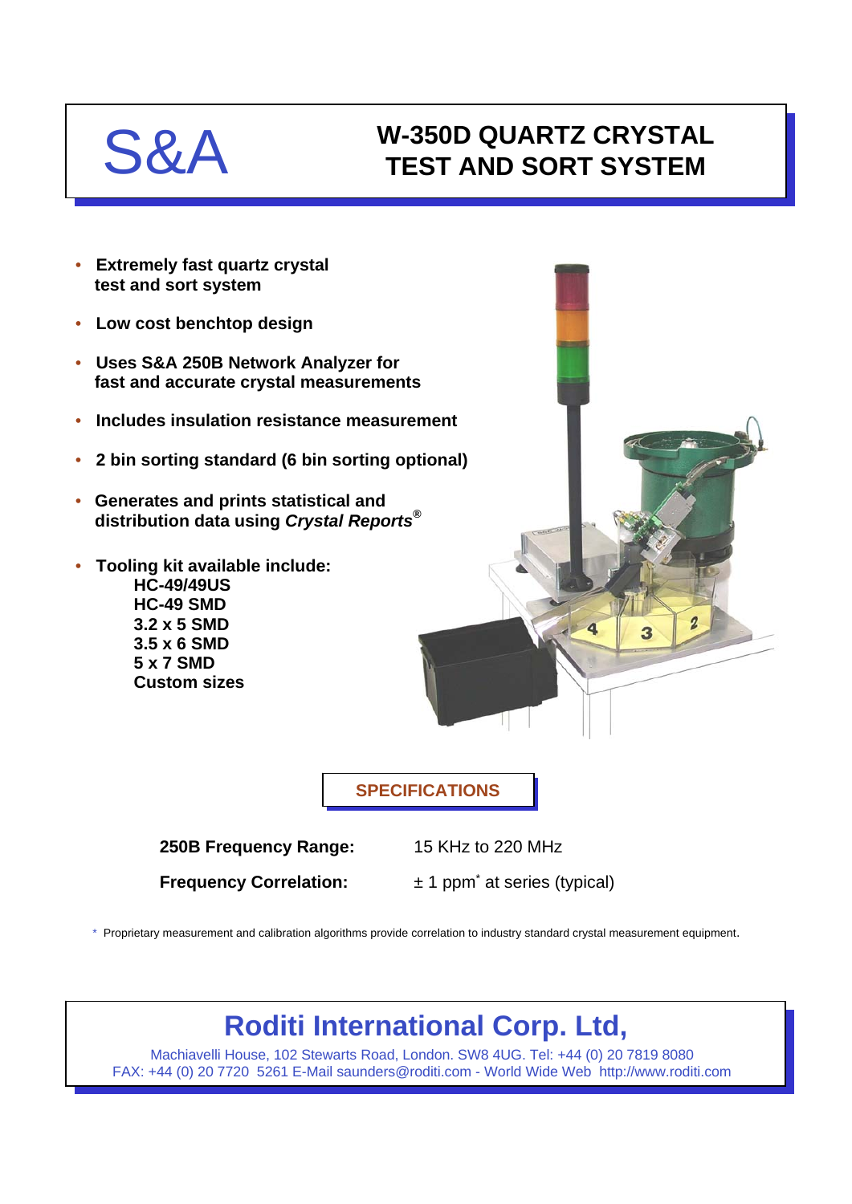# S&A

# W-350D QUARTZ CRYSTAL TEST AND SORT SYSTEM

- **Extremely fast quartz crystal test and sort system**
- **Low cost benchtop design**
- **Uses S&A 250B Network Analyzer for fast and accurate crystal measurements**
- **Includes insulation resistance measurement**
- **2 bin sorting standard (6 bin sorting optional)**
- **Generates and prints statistical and distribution data using *Crystal Reports®***
- **Tooling kit available include:**
  - **HC-49/49US**
  - **HC-49 SMD**
  - **3.2 x 5 SMD**
  - **3.5 x 6 SMD**
  - **5 x 7 SMD**
  - **Custom sizes**

## SPECIFICATIONS

| | |
|---|---|
| **250B Frequency Range:** | 15 KHz to 220 MHz |
| **Frequency Correlation:** | ± 1 ppm* at series (typical) |

\* Proprietary measurement and calibration algorithms provide correlation to industry standard crystal measurement equipment.

## Roditi International Corp. Ltd,

Machiavelli House, 102 Stewarts Road, London. SW8 4UG. Tel: +44 (0) 20 7819 8080
FAX: +44 (0) 20 7720 5261 E-Mail saunders@roditi.com - World Wide Web http://www.roditi.com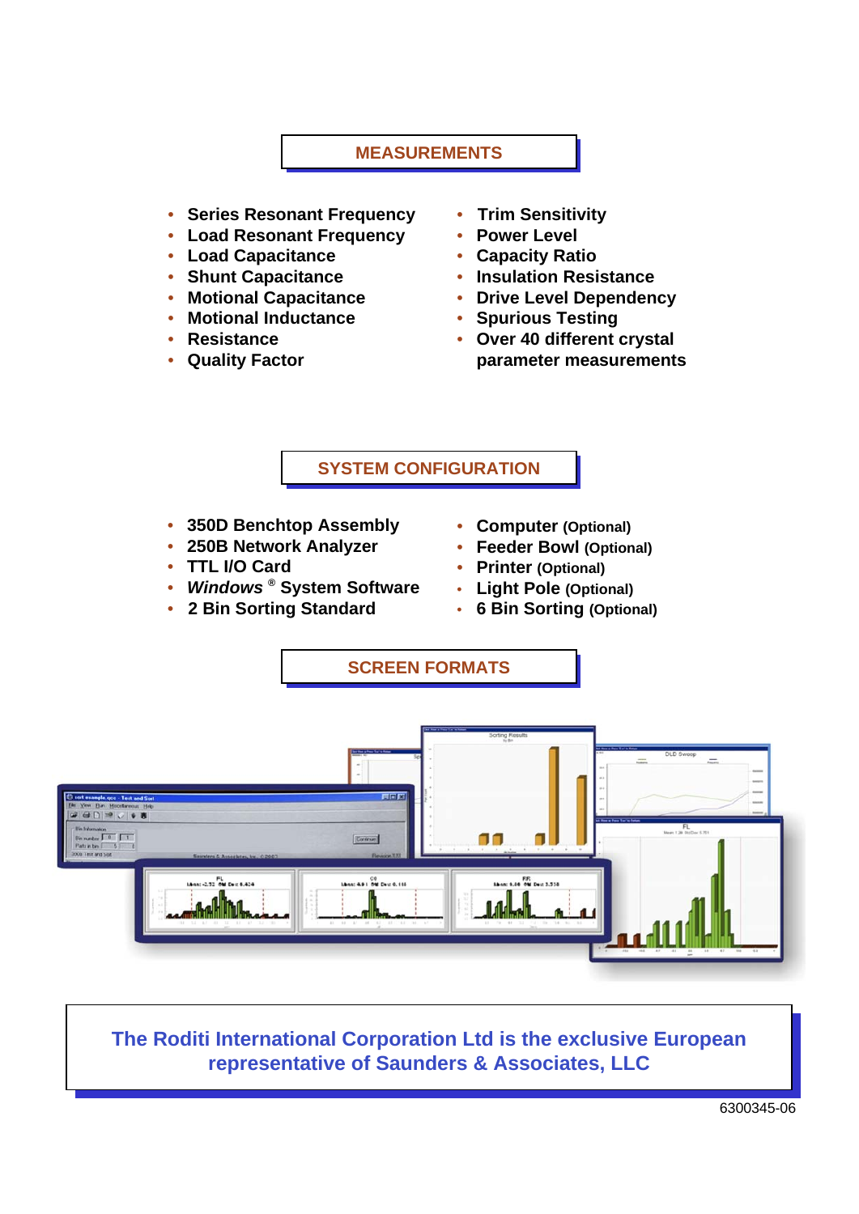## MEASUREMENTS

- Series Resonant Frequency
- Load Resonant Frequency
- Load Capacitance
- Shunt Capacitance
- Motional Capacitance
- Motional Inductance
- Resistance
- Quality Factor
- Trim Sensitivity
- Power Level
- Capacity Ratio
- Insulation Resistance
- Drive Level Dependency
- Spurious Testing
- Over 40 different crystal parameter measurements

## SYSTEM CONFIGURATION

- 350D Benchtop Assembly
- 250B Network Analyzer
- TTL I/O Card
- *Windows* ® System Software
- 2 Bin Sorting Standard
- Computer (Optional)
- Feeder Bowl (Optional)
- Printer (Optional)
- Light Pole (Optional)
- 6 Bin Sorting (Optional)

## SCREEN FORMATS

**The Roditi International Corporation Ltd is the exclusive European representative of Saunders & Associates, LLC**

6300345-06